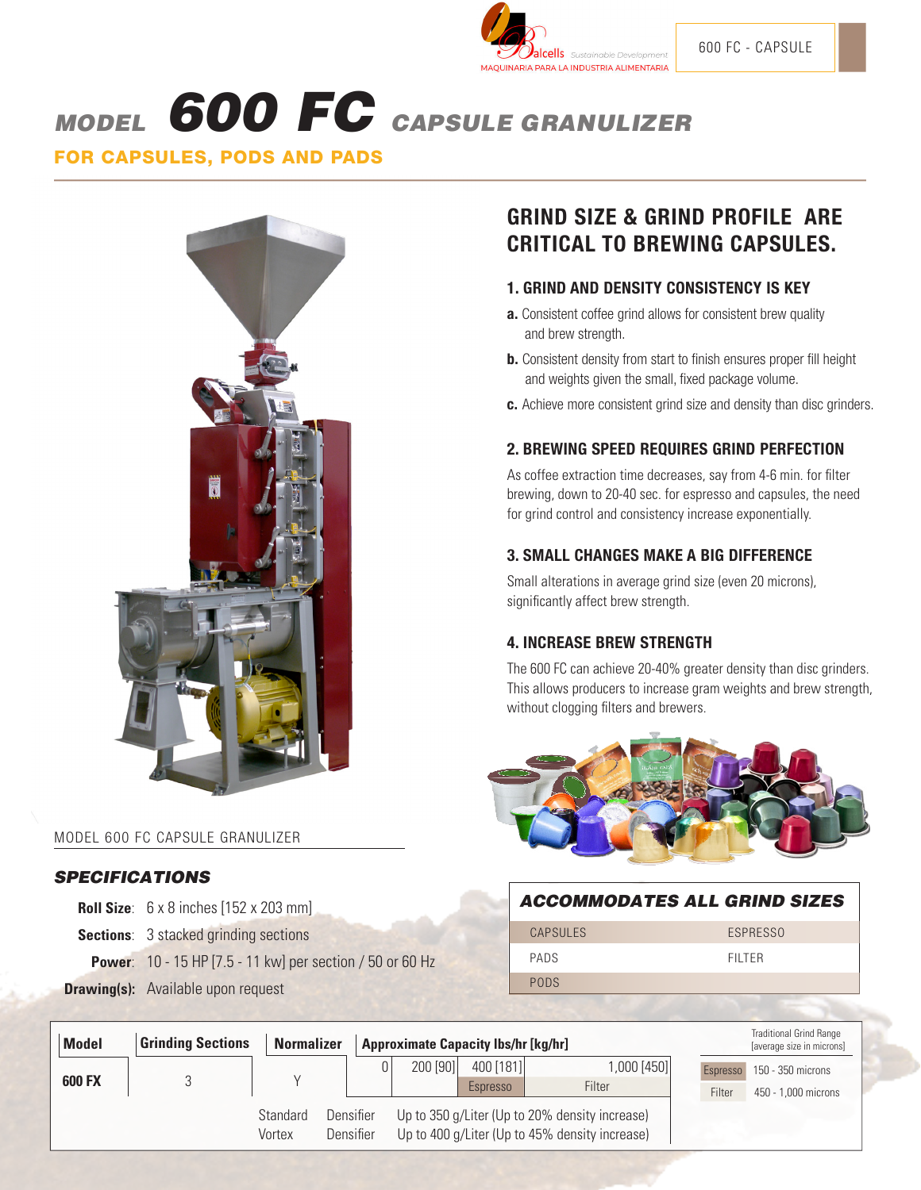Balcells Sustainable Development
MAQUINARIA PARA LA INDUSTRIA ALIMENTARIA

600 FC - CAPSULE

# *MODEL* ***600 FC*** *CAPSULE GRANULIZER*

**FOR CAPSULES, PODS AND PADS**

MODEL 600 FC CAPSULE GRANULIZER

## *SPECIFICATIONS*

**Roll Size**: 6 x 8 inches [152 x 203 mm]

**Sections**: 3 stacked grinding sections

**Power**: 10 - 15 HP [7.5 - 11 kw] per section / 50 or 60 Hz

**Drawing(s):** Available upon request

## GRIND SIZE & GRIND PROFILE ARE CRITICAL TO BREWING CAPSULES.

### 1. GRIND AND DENSITY CONSISTENCY IS KEY

**a.** Consistent coffee grind allows for consistent brew quality and brew strength.

**b.** Consistent density from start to finish ensures proper fill height and weights given the small, fixed package volume.

**c.** Achieve more consistent grind size and density than disc grinders.

### 2. BREWING SPEED REQUIRES GRIND PERFECTION

As coffee extraction time decreases, say from 4-6 min. for filter brewing, down to 20-40 sec. for espresso and capsules, the need for grind control and consistency increase exponentially.

### 3. SMALL CHANGES MAKE A BIG DIFFERENCE

Small alterations in average grind size (even 20 microns), significantly affect brew strength.

### 4. INCREASE BREW STRENGTH

The 600 FC can achieve 20-40% greater density than disc grinders. This allows producers to increase gram weights and brew strength, without clogging filters and brewers.

### *ACCOMMODATES ALL GRIND SIZES*

| | |
|---|---|
| CAPSULES | ESPRESSO |
| PADS | FILTER |
| PODS | |

| Model | Grinding Sections | Normalizer | Approximate Capacity lbs/hr [kg/hr] | | | |
|---|---|---|---|---|---|---|
| | | | 0 | 200 [90] | 400 [181] | 1,000 [450] |
| 600 FX | 3 | Y | | | Espresso | Filter |
| | | Standard Densifier | Up to 350 g/Liter (Up to 20% density increase) | | | |
| | | Vortex Densifier | Up to 400 g/Liter (Up to 45% density increase) | | | |

| Traditional Grind Range [average size in microns] | |
|---|---|
| Espresso | 150 - 350 microns |
| Filter | 450 - 1,000 microns |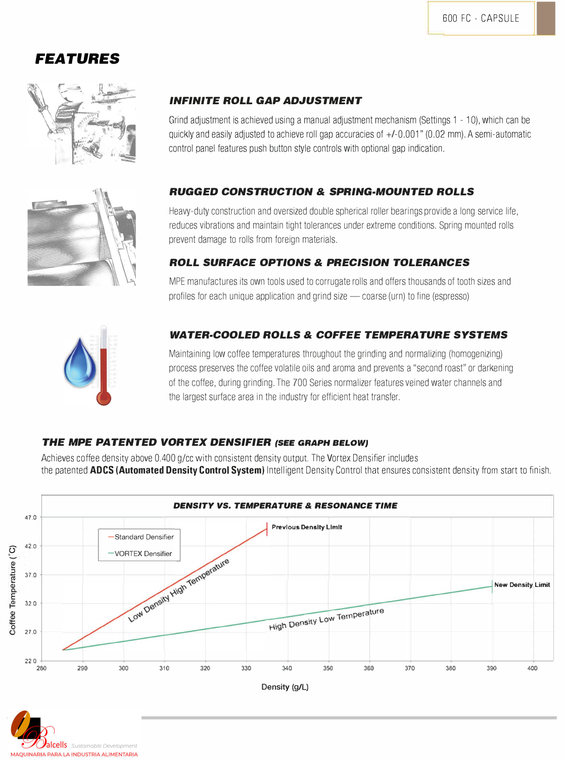# FEATURES

### INFINITE ROLL GAP ADJUSTMENT

Grind adjustment is achieved using a manual adjustment mechanism (Settings 1 - 10), which can be quickly and easily adjusted to achieve roll gap accuracies of +/-0.001" (0.02 mm). A semi-automatic control panel features push button style controls with optional gap indication.

### RUGGED CONSTRUCTION & SPRING-MOUNTED ROLLS

Heavy-duty construction and oversized double spherical roller bearings provide a long service life, reduces vibrations and maintain tight tolerances under extreme conditions. Spring mounted rolls prevent damage to rolls from foreign materials.

### ROLL SURFACE OPTIONS & PRECISION TOLERANCES

MPE manufactures its own tools used to corrugate rolls and offers thousands of tooth sizes and profiles for each unique application and grind size — coarse (urn) to fine (espresso)

### WATER-COOLED ROLLS & COFFEE TEMPERATURE SYSTEMS

Maintaining low coffee temperatures throughout the grinding and normalizing (homogenizing) process preserves the coffee volatile oils and aroma and prevents a "second roast" or darkening of the coffee, during grinding. The 700 Series normalizer features veined water channels and the largest surface area in the industry for efficient heat transfer.

### THE MPE PATENTED VORTEX DENSIFIER (SEE GRAPH BELOW)

Achieves coffee density above 0.400 g/cc with consistent density output. The Vortex Densifier includes the patented **ADCS (Automated Density Control System)** Intelligent Density Control that ensures consistent density from start to finish.

DENSITY VS. TEMPERATURE & RESONANCE TIME

Standard Densifier
VORTEX Densifier
Previous Density Limit
New Density Limit
Low Density High Temperature
High Density Low Temperature
Coffee Temperature (°C)
47.0
42.0
37.0
32.0
27.0
22.0
280 290 300 310 320 330 340 350 360 370 380 390 400
Density (g/L)

Balcells Sustainable Development
MAQUINARIA PARA LA INDUSTRIA ALIMENTARIA